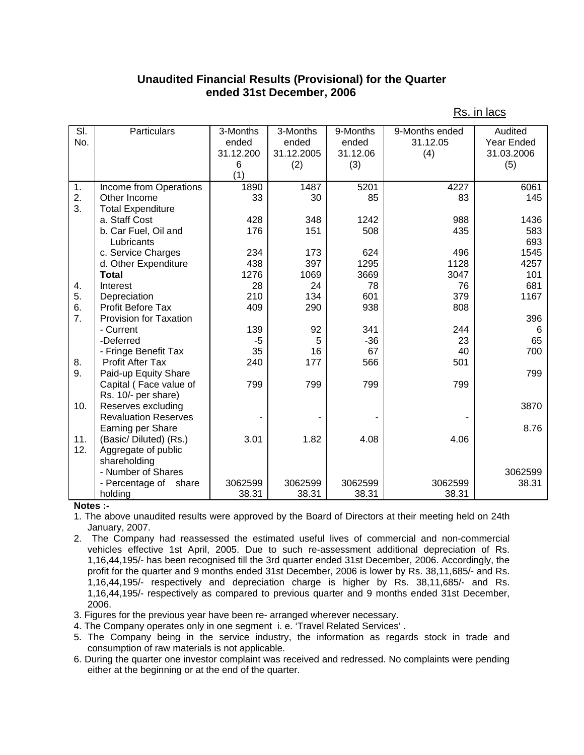## Unaudited Financial Results (Provisional) for the Quarter ended 31st December, 2006

Rs. in lacs

| Sl. No. | Particulars | 3-Months ended 31.12.2006 (1) | 3-Months ended 31.12.2005 (2) | 9-Months ended 31.12.06 (3) | 9-Months ended 31.12.05 (4) | Audited Year Ended 31.03.2006 (5) |
|---|---|---|---|---|---|---|
| 1. | Income from Operations | 1890 | 1487 | 5201 | 4227 | 6061 |
| 2. | Other Income | 33 | 30 | 85 | 83 | 145 |
| 3. | Total Expenditure | | | | | |
| | a. Staff Cost | 428 | 348 | 1242 | 988 | 1436 |
| | b. Car Fuel, Oil and Lubricants | 176 | 151 | 508 | 435 | 583 |
| | | | | | | 693 |
| | c. Service Charges | 234 | 173 | 624 | 496 | 1545 |
| | d. Other Expenditure | 438 | 397 | 1295 | 1128 | 4257 |
| | **Total** | 1276 | 1069 | 3669 | 3047 | 101 |
| 4. | Interest | 28 | 24 | 78 | 76 | 681 |
| 5. | Depreciation | 210 | 134 | 601 | 379 | 1167 |
| 6. | Profit Before Tax | 409 | 290 | 938 | 808 | |
| 7. | Provision for Taxation | | | | | 396 |
| | - Current | 139 | 92 | 341 | 244 | 6 |
| | -Deferred | -5 | 5 | -36 | 23 | 65 |
| | - Fringe Benefit Tax | 35 | 16 | 67 | 40 | 700 |
| 8. | Profit After Tax | 240 | 177 | 566 | 501 | |
| 9. | Paid-up Equity Share Capital ( Face value of Rs. 10/- per share) | 799 | 799 | 799 | 799 | 799 |
| 10. | Reserves excluding Revaluation Reserves | - | - | - | - | 3870 |
| 11. | Earning per Share (Basic/ Diluted) (Rs.) | 3.01 | 1.82 | 4.08 | 4.06 | 8.76 |
| 12. | Aggregate of public shareholding | | | | | |
| | - Number of Shares | 3062599 | 3062599 | 3062599 | 3062599 | 3062599 |
| | - Percentage of share holding | 38.31 | 38.31 | 38.31 | 38.31 | 38.31 |

**Notes :-**

1. The above unaudited results were approved by the Board of Directors at their meeting held on 24th January, 2007.
2. The Company had reassessed the estimated useful lives of commercial and non-commercial vehicles effective 1st April, 2005. Due to such re-assessment additional depreciation of Rs. 1,16,44,195/- has been recognised till the 3rd quarter ended 31st December, 2006. Accordingly, the profit for the quarter and 9 months ended 31st December, 2006 is lower by Rs. 38,11,685/- and Rs. 1,16,44,195/- respectively and depreciation charge is higher by Rs. 38,11,685/- and Rs. 1,16,44,195/- respectively as compared to previous quarter and 9 months ended 31st December, 2006.
3. Figures for the previous year have been re- arranged wherever necessary.
4. The Company operates only in one segment i. e. 'Travel Related Services' .
5. The Company being in the service industry, the information as regards stock in trade and consumption of raw materials is not applicable.
6. During the quarter one investor complaint was received and redressed. No complaints were pending either at the beginning or at the end of the quarter.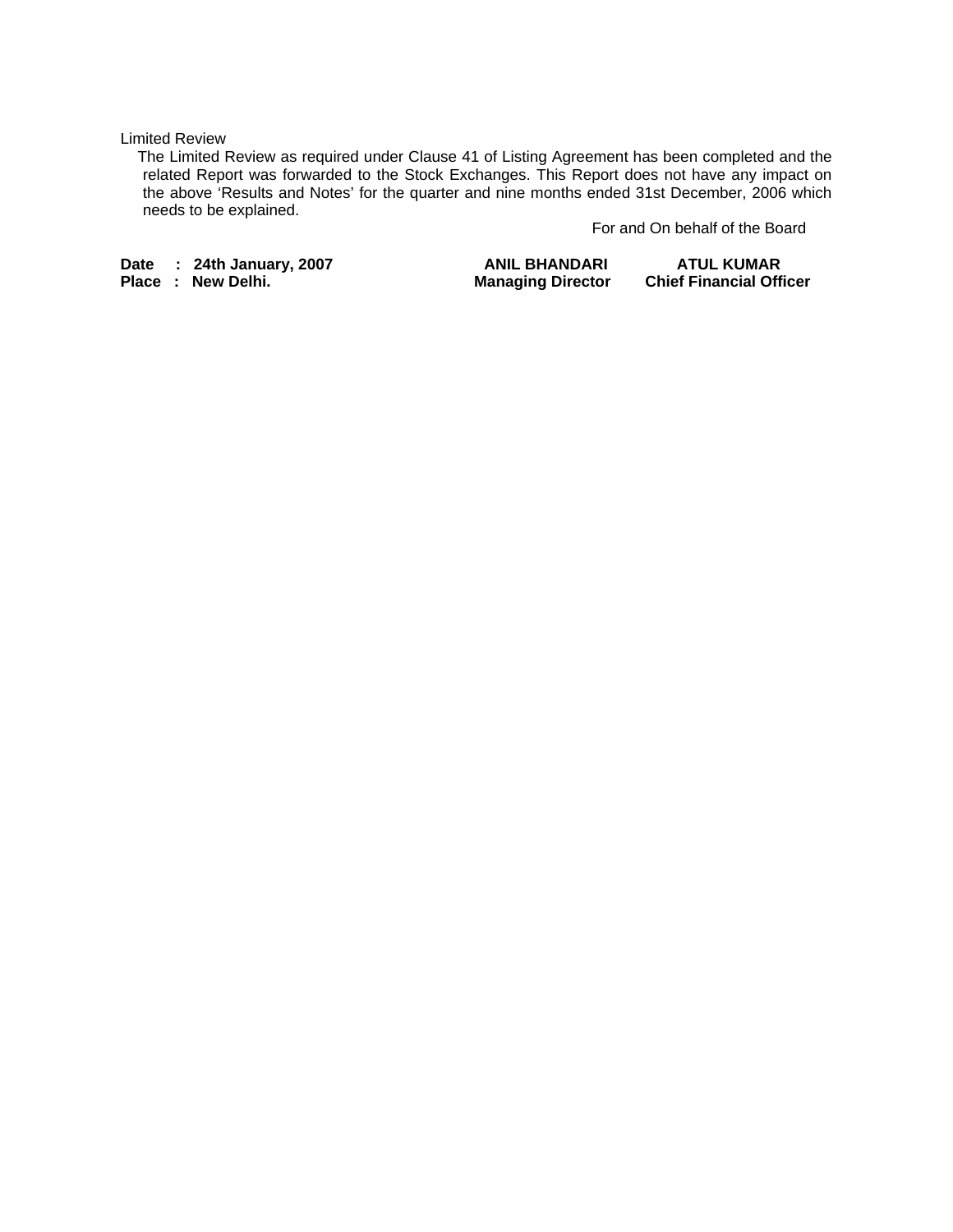Limited Review

The Limited Review as required under Clause 41 of Listing Agreement has been completed and the related Report was forwarded to the Stock Exchanges. This Report does not have any impact on the above 'Results and Notes' for the quarter and nine months ended 31st December, 2006 which needs to be explained.

For and On behalf of the Board

| | | |
|---|---|---|
| **Date : 24th January, 2007** | **ANIL BHANDARI** | **ATUL KUMAR** |
| **Place : New Delhi.** | **Managing Director** | **Chief Financial Officer** |